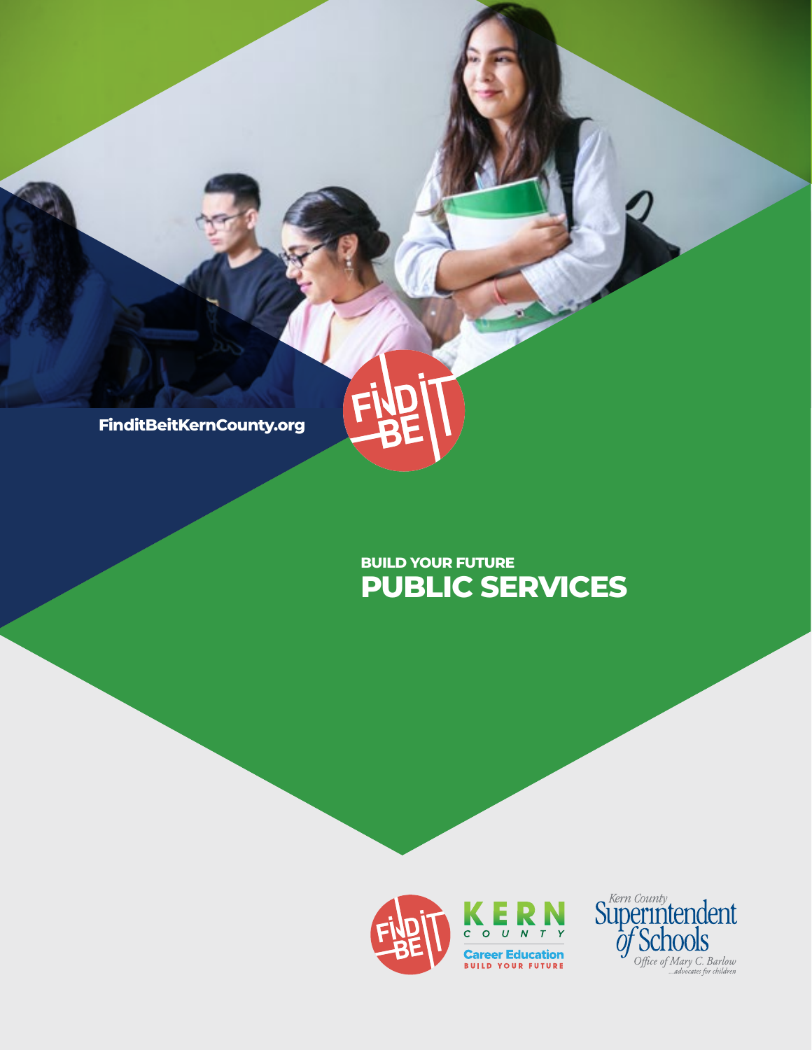FinditBeitKernCounty.org

BUILD YOUR FUTURE

# PUBLIC SERVICES

KERN COUNTY

Career Education

BUILD YOUR FUTURE

Kern County Superintendent of Schools

Office of Mary C. Barlow

...advocates for children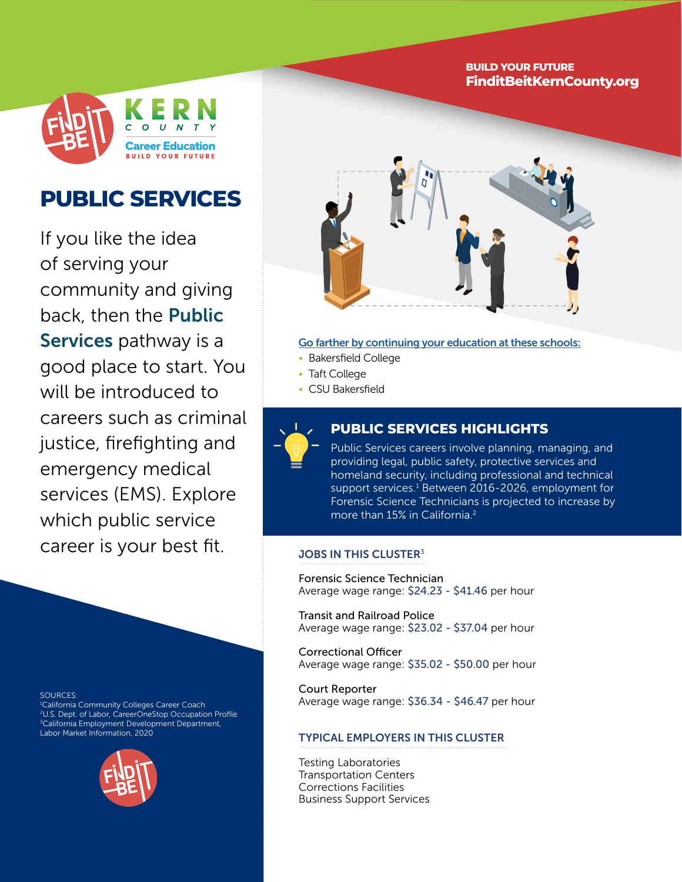BUILD YOUR FUTURE
FinditBeitKernCounty.org

KERN COUNTY
Career Education
BUILD YOUR FUTURE

# PUBLIC SERVICES

If you like the idea of serving your community and giving back, then the **Public Services** pathway is a good place to start. You will be introduced to careers such as criminal justice, firefighting and emergency medical services (EMS). Explore which public service career is your best fit.

Go farther by continuing your education at these schools:

- Bakersfield College
- Taft College
- CSU Bakersfield

## PUBLIC SERVICES HIGHLIGHTS

Public Services careers involve planning, managing, and providing legal, public safety, protective services and homeland security, including professional and technical support services.[1] Between 2016-2026, employment for Forensic Science Technicians is projected to increase by more than 15% in California.[2]

### JOBS IN THIS CLUSTER[3]

Forensic Science Technician
Average wage range: $24.23 - $41.46 per hour

Transit and Railroad Police
Average wage range: $23.02 - $37.04 per hour

Correctional Officer
Average wage range: $35.02 - $50.00 per hour

Court Reporter
Average wage range: $36.34 - $46.47 per hour

### TYPICAL EMPLOYERS IN THIS CLUSTER

Testing Laboratories
Transportation Centers
Corrections Facilities
Business Support Services

SOURCES:
[1]California Community Colleges Career Coach
[2]U.S. Dept. of Labor, CareerOneStop Occupation Profile
[3]California Employment Development Department, Labor Market Information, 2020